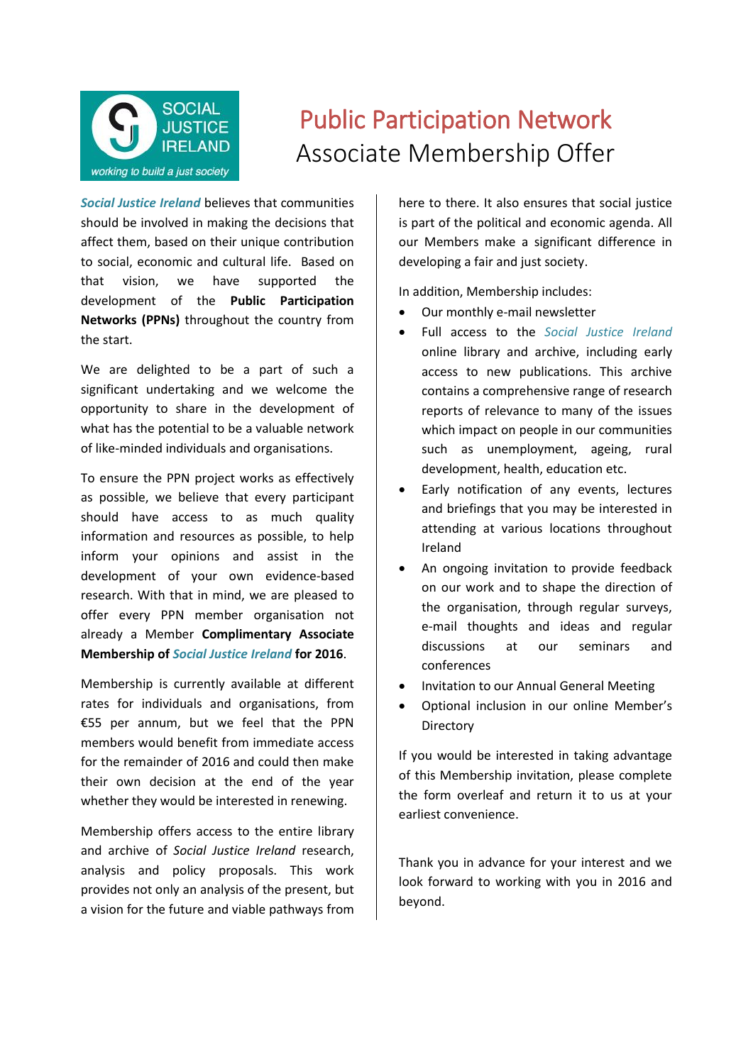SOCIAL JUSTICE IRELAND

*working to build a just society*

# Public Participation Network

## Associate Membership Offer

***Social Justice Ireland*** believes that communities should be involved in making the decisions that affect them, based on their unique contribution to social, economic and cultural life. Based on that vision, we have supported the development of the **Public Participation Networks (PPNs)** throughout the country from the start.

We are delighted to be a part of such a significant undertaking and we welcome the opportunity to share in the development of what has the potential to be a valuable network of like-minded individuals and organisations.

To ensure the PPN project works as effectively as possible, we believe that every participant should have access to as much quality information and resources as possible, to help inform your opinions and assist in the development of your own evidence-based research. With that in mind, we are pleased to offer every PPN member organisation not already a Member **Complimentary Associate Membership of *Social Justice Ireland* for 2016**.

Membership is currently available at different rates for individuals and organisations, from €55 per annum, but we feel that the PPN members would benefit from immediate access for the remainder of 2016 and could then make their own decision at the end of the year whether they would be interested in renewing.

Membership offers access to the entire library and archive of *Social Justice Ireland* research, analysis and policy proposals. This work provides not only an analysis of the present, but a vision for the future and viable pathways from here to there. It also ensures that social justice is part of the political and economic agenda. All our Members make a significant difference in developing a fair and just society.

In addition, Membership includes:

- Our monthly e-mail newsletter
- Full access to the *Social Justice Ireland* online library and archive, including early access to new publications. This archive contains a comprehensive range of research reports of relevance to many of the issues which impact on people in our communities such as unemployment, ageing, rural development, health, education etc.
- Early notification of any events, lectures and briefings that you may be interested in attending at various locations throughout Ireland
- An ongoing invitation to provide feedback on our work and to shape the direction of the organisation, through regular surveys, e-mail thoughts and ideas and regular discussions at our seminars and conferences
- Invitation to our Annual General Meeting
- Optional inclusion in our online Member's Directory

If you would be interested in taking advantage of this Membership invitation, please complete the form overleaf and return it to us at your earliest convenience.

Thank you in advance for your interest and we look forward to working with you in 2016 and beyond.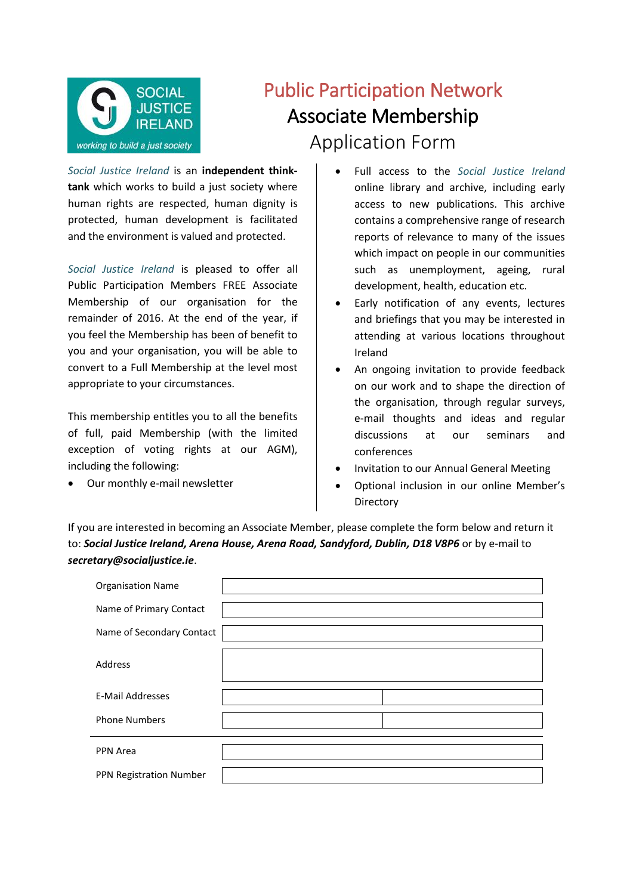# Public Participation Network
## Associate Membership
## Application Form

*Social Justice Ireland* is an **independent think-tank** which works to build a just society where human rights are respected, human dignity is protected, human development is facilitated and the environment is valued and protected.

*Social Justice Ireland* is pleased to offer all Public Participation Members FREE Associate Membership of our organisation for the remainder of 2016. At the end of the year, if you feel the Membership has been of benefit to you and your organisation, you will be able to convert to a Full Membership at the level most appropriate to your circumstances.

This membership entitles you to all the benefits of full, paid Membership (with the limited exception of voting rights at our AGM), including the following:

- Our monthly e-mail newsletter
- Full access to the *Social Justice Ireland* online library and archive, including early access to new publications. This archive contains a comprehensive range of research reports of relevance to many of the issues which impact on people in our communities such as unemployment, ageing, rural development, health, education etc.
- Early notification of any events, lectures and briefings that you may be interested in attending at various locations throughout Ireland
- An ongoing invitation to provide feedback on our work and to shape the direction of the organisation, through regular surveys, e-mail thoughts and ideas and regular discussions at our seminars and conferences
- Invitation to our Annual General Meeting
- Optional inclusion in our online Member's Directory

If you are interested in becoming an Associate Member, please complete the form below and return it to: ***Social Justice Ireland, Arena House, Arena Road, Sandyford, Dublin, D18 V8P6*** or by e-mail to ***secretary@socialjustice.ie***.

| | | |
|---|---|---|
| Organisation Name | | |
| Name of Primary Contact | | |
| Name of Secondary Contact | | |
| Address | | |
| E-Mail Addresses | | |
| Phone Numbers | | |
| PPN Area | | |
| PPN Registration Number | | |